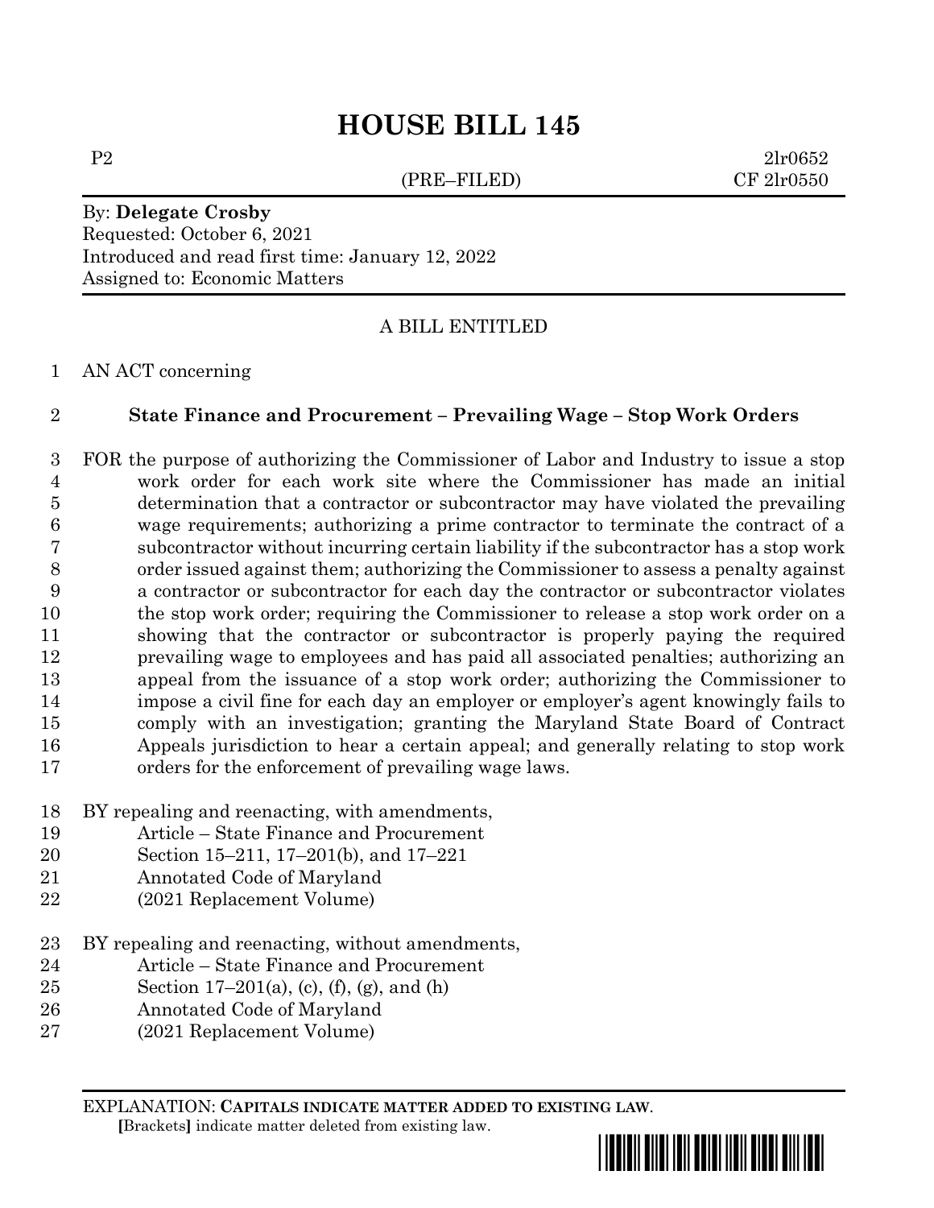# HOUSE BILL 145

P2 (PRE–FILED) 2lr0652
CF 2lr0550

By: **Delegate Crosby**
Requested: October 6, 2021
Introduced and read first time: January 12, 2022
Assigned to: Economic Matters

A BILL ENTITLED

1 AN ACT concerning

2 **State Finance and Procurement – Prevailing Wage – Stop Work Orders**

3 FOR the purpose of authorizing the Commissioner of Labor and Industry to issue a stop
4 work order for each work site where the Commissioner has made an initial
5 determination that a contractor or subcontractor may have violated the prevailing
6 wage requirements; authorizing a prime contractor to terminate the contract of a
7 subcontractor without incurring certain liability if the subcontractor has a stop work
8 order issued against them; authorizing the Commissioner to assess a penalty against
9 a contractor or subcontractor for each day the contractor or subcontractor violates
10 the stop work order; requiring the Commissioner to release a stop work order on a
11 showing that the contractor or subcontractor is properly paying the required
12 prevailing wage to employees and has paid all associated penalties; authorizing an
13 appeal from the issuance of a stop work order; authorizing the Commissioner to
14 impose a civil fine for each day an employer or employer's agent knowingly fails to
15 comply with an investigation; granting the Maryland State Board of Contract
16 Appeals jurisdiction to hear a certain appeal; and generally relating to stop work
17 orders for the enforcement of prevailing wage laws.

18 BY repealing and reenacting, with amendments,
19 Article – State Finance and Procurement
20 Section 15–211, 17–201(b), and 17–221
21 Annotated Code of Maryland
22 (2021 Replacement Volume)

23 BY repealing and reenacting, without amendments,
24 Article – State Finance and Procurement
25 Section 17–201(a), (c), (f), (g), and (h)
26 Annotated Code of Maryland
27 (2021 Replacement Volume)

EXPLANATION: **CAPITALS INDICATE MATTER ADDED TO EXISTING LAW.**
**[**Brackets**]** indicate matter deleted from existing law.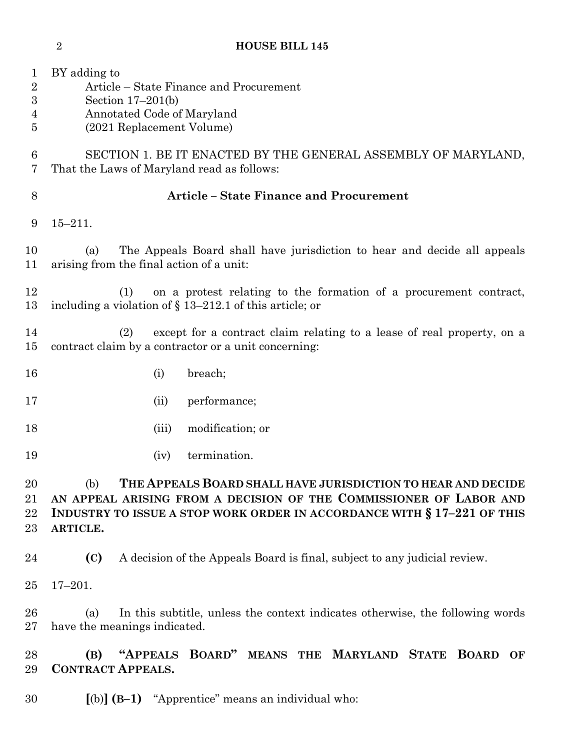BY adding to
Article – State Finance and Procurement
Section 17–201(b)
Annotated Code of Maryland
(2021 Replacement Volume)

SECTION 1. BE IT ENACTED BY THE GENERAL ASSEMBLY OF MARYLAND, That the Laws of Maryland read as follows:

**Article – State Finance and Procurement**

15–211.

(a) The Appeals Board shall have jurisdiction to hear and decide all appeals arising from the final action of a unit:

(1) on a protest relating to the formation of a procurement contract, including a violation of § 13–212.1 of this article; or

(2) except for a contract claim relating to a lease of real property, on a contract claim by a contractor or a unit concerning:

(i) breach;

(ii) performance;

(iii) modification; or

(iv) termination.

(b) **THE APPEALS BOARD SHALL HAVE JURISDICTION TO HEAR AND DECIDE AN APPEAL ARISING FROM A DECISION OF THE COMMISSIONER OF LABOR AND INDUSTRY TO ISSUE A STOP WORK ORDER IN ACCORDANCE WITH § 17–221 OF THIS ARTICLE.**

**(C)** A decision of the Appeals Board is final, subject to any judicial review.

17–201.

(a) In this subtitle, unless the context indicates otherwise, the following words have the meanings indicated.

**(B) "APPEALS BOARD" MEANS THE MARYLAND STATE BOARD OF CONTRACT APPEALS.**

**[**(b)**] (B–1)** "Apprentice" means an individual who: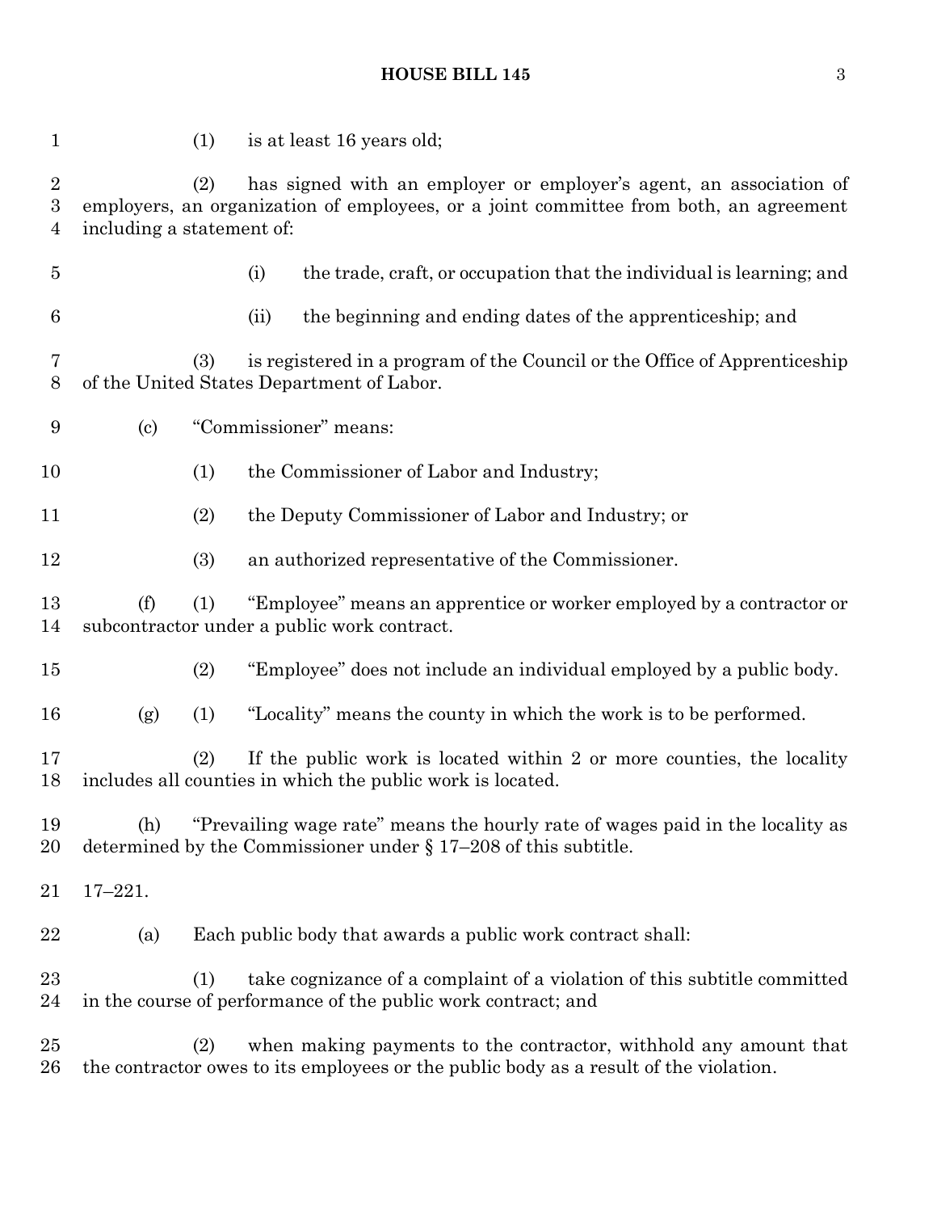(1) is at least 16 years old;

(2) has signed with an employer or employer's agent, an association of employers, an organization of employees, or a joint committee from both, an agreement including a statement of:

(i) the trade, craft, or occupation that the individual is learning; and

(ii) the beginning and ending dates of the apprenticeship; and

(3) is registered in a program of the Council or the Office of Apprenticeship of the United States Department of Labor.

(c) "Commissioner" means:

(1) the Commissioner of Labor and Industry;

(2) the Deputy Commissioner of Labor and Industry; or

(3) an authorized representative of the Commissioner.

(f) (1) "Employee" means an apprentice or worker employed by a contractor or subcontractor under a public work contract.

(2) "Employee" does not include an individual employed by a public body.

(g) (1) "Locality" means the county in which the work is to be performed.

(2) If the public work is located within 2 or more counties, the locality includes all counties in which the public work is located.

(h) "Prevailing wage rate" means the hourly rate of wages paid in the locality as determined by the Commissioner under § 17–208 of this subtitle.

17–221.

(a) Each public body that awards a public work contract shall:

(1) take cognizance of a complaint of a violation of this subtitle committed in the course of performance of the public work contract; and

(2) when making payments to the contractor, withhold any amount that the contractor owes to its employees or the public body as a result of the violation.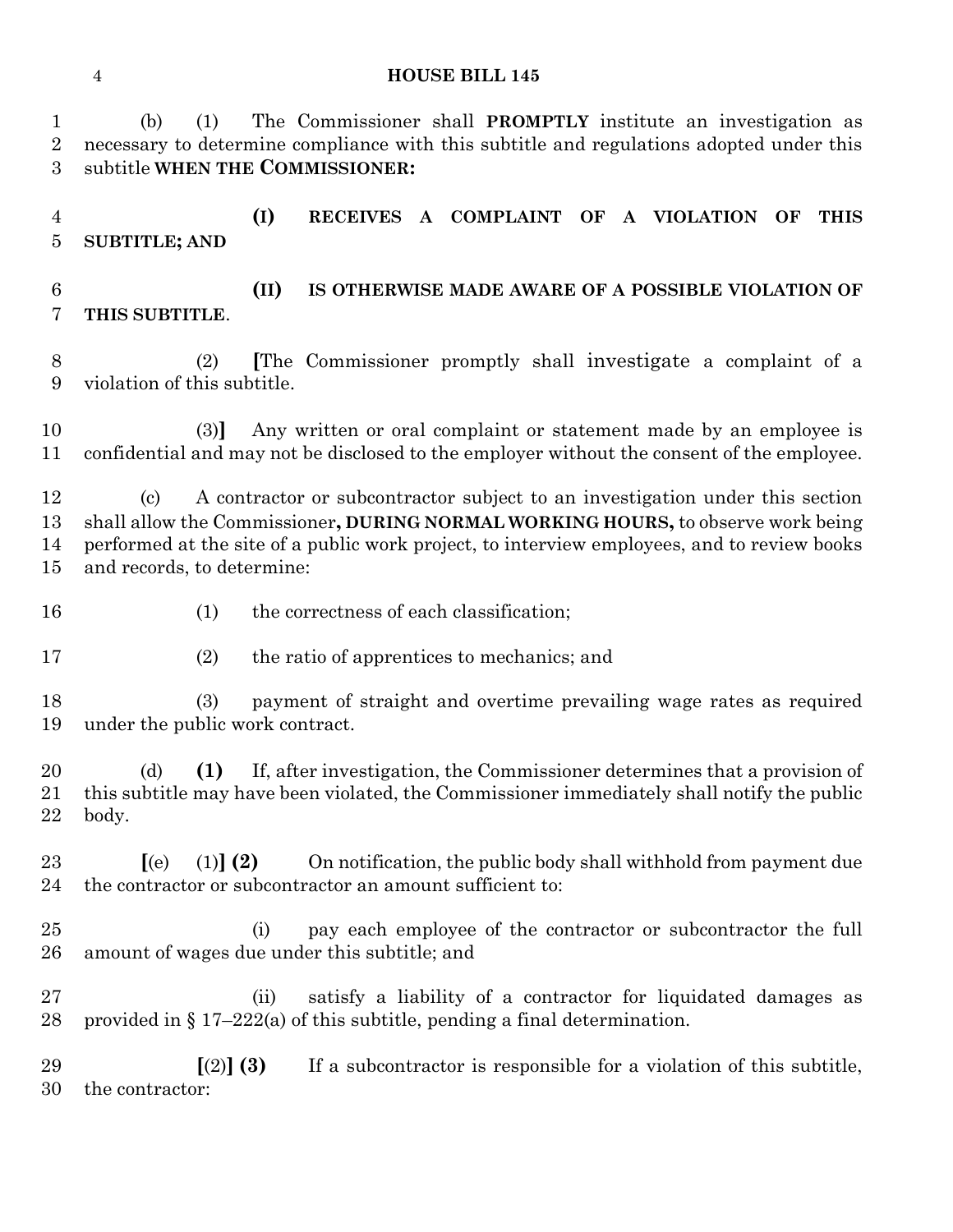(b) (1) The Commissioner shall **PROMPTLY** institute an investigation as necessary to determine compliance with this subtitle and regulations adopted under this subtitle **WHEN THE COMMISSIONER:**

**(I) RECEIVES A COMPLAINT OF A VIOLATION OF THIS SUBTITLE; AND**

**(II) IS OTHERWISE MADE AWARE OF A POSSIBLE VIOLATION OF THIS SUBTITLE**.

(2) **[**The Commissioner promptly shall investigate a complaint of a violation of this subtitle.

(3)**]** Any written or oral complaint or statement made by an employee is confidential and may not be disclosed to the employer without the consent of the employee.

(c) A contractor or subcontractor subject to an investigation under this section shall allow the Commissioner**, DURING NORMAL WORKING HOURS,** to observe work being performed at the site of a public work project, to interview employees, and to review books and records, to determine:

(1) the correctness of each classification;

(2) the ratio of apprentices to mechanics; and

(3) payment of straight and overtime prevailing wage rates as required under the public work contract.

(d) **(1)** If, after investigation, the Commissioner determines that a provision of this subtitle may have been violated, the Commissioner immediately shall notify the public body.

**[**(e) (1)**] (2)** On notification, the public body shall withhold from payment due the contractor or subcontractor an amount sufficient to:

(i) pay each employee of the contractor or subcontractor the full amount of wages due under this subtitle; and

(ii) satisfy a liability of a contractor for liquidated damages as provided in § 17–222(a) of this subtitle, pending a final determination.

**[**(2)**] (3)** If a subcontractor is responsible for a violation of this subtitle, the contractor: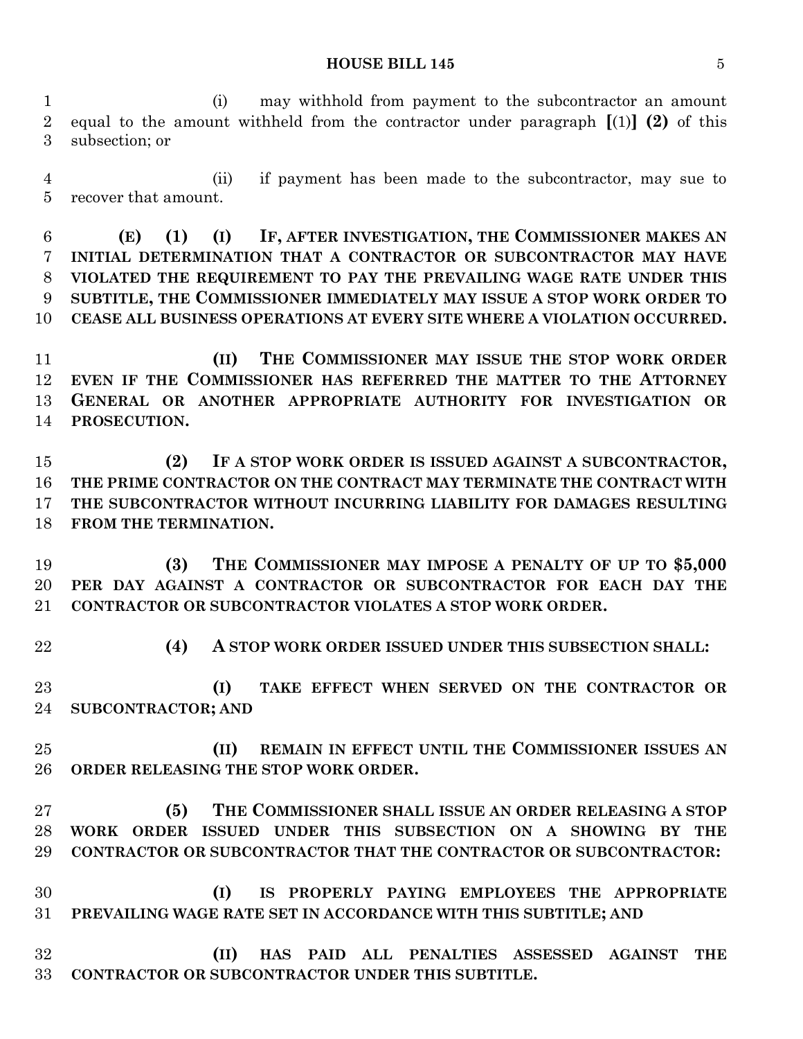(i) may withhold from payment to the subcontractor an amount equal to the amount withheld from the contractor under paragraph [(1)] **(2)** of this subsection; or

(ii) if payment has been made to the subcontractor, may sue to recover that amount.

**(E) (1) (I) IF, AFTER INVESTIGATION, THE COMMISSIONER MAKES AN INITIAL DETERMINATION THAT A CONTRACTOR OR SUBCONTRACTOR MAY HAVE VIOLATED THE REQUIREMENT TO PAY THE PREVAILING WAGE RATE UNDER THIS SUBTITLE, THE COMMISSIONER IMMEDIATELY MAY ISSUE A STOP WORK ORDER TO CEASE ALL BUSINESS OPERATIONS AT EVERY SITE WHERE A VIOLATION OCCURRED.**

**(II) THE COMMISSIONER MAY ISSUE THE STOP WORK ORDER EVEN IF THE COMMISSIONER HAS REFERRED THE MATTER TO THE ATTORNEY GENERAL OR ANOTHER APPROPRIATE AUTHORITY FOR INVESTIGATION OR PROSECUTION.**

**(2) IF A STOP WORK ORDER IS ISSUED AGAINST A SUBCONTRACTOR, THE PRIME CONTRACTOR ON THE CONTRACT MAY TERMINATE THE CONTRACT WITH THE SUBCONTRACTOR WITHOUT INCURRING LIABILITY FOR DAMAGES RESULTING FROM THE TERMINATION.**

**(3) THE COMMISSIONER MAY IMPOSE A PENALTY OF UP TO $5,000 PER DAY AGAINST A CONTRACTOR OR SUBCONTRACTOR FOR EACH DAY THE CONTRACTOR OR SUBCONTRACTOR VIOLATES A STOP WORK ORDER.**

**(4) A STOP WORK ORDER ISSUED UNDER THIS SUBSECTION SHALL:**

**(I) TAKE EFFECT WHEN SERVED ON THE CONTRACTOR OR SUBCONTRACTOR; AND**

**(II) REMAIN IN EFFECT UNTIL THE COMMISSIONER ISSUES AN ORDER RELEASING THE STOP WORK ORDER.**

**(5) THE COMMISSIONER SHALL ISSUE AN ORDER RELEASING A STOP WORK ORDER ISSUED UNDER THIS SUBSECTION ON A SHOWING BY THE CONTRACTOR OR SUBCONTRACTOR THAT THE CONTRACTOR OR SUBCONTRACTOR:**

**(I) IS PROPERLY PAYING EMPLOYEES THE APPROPRIATE PREVAILING WAGE RATE SET IN ACCORDANCE WITH THIS SUBTITLE; AND**

**(II) HAS PAID ALL PENALTIES ASSESSED AGAINST THE CONTRACTOR OR SUBCONTRACTOR UNDER THIS SUBTITLE.**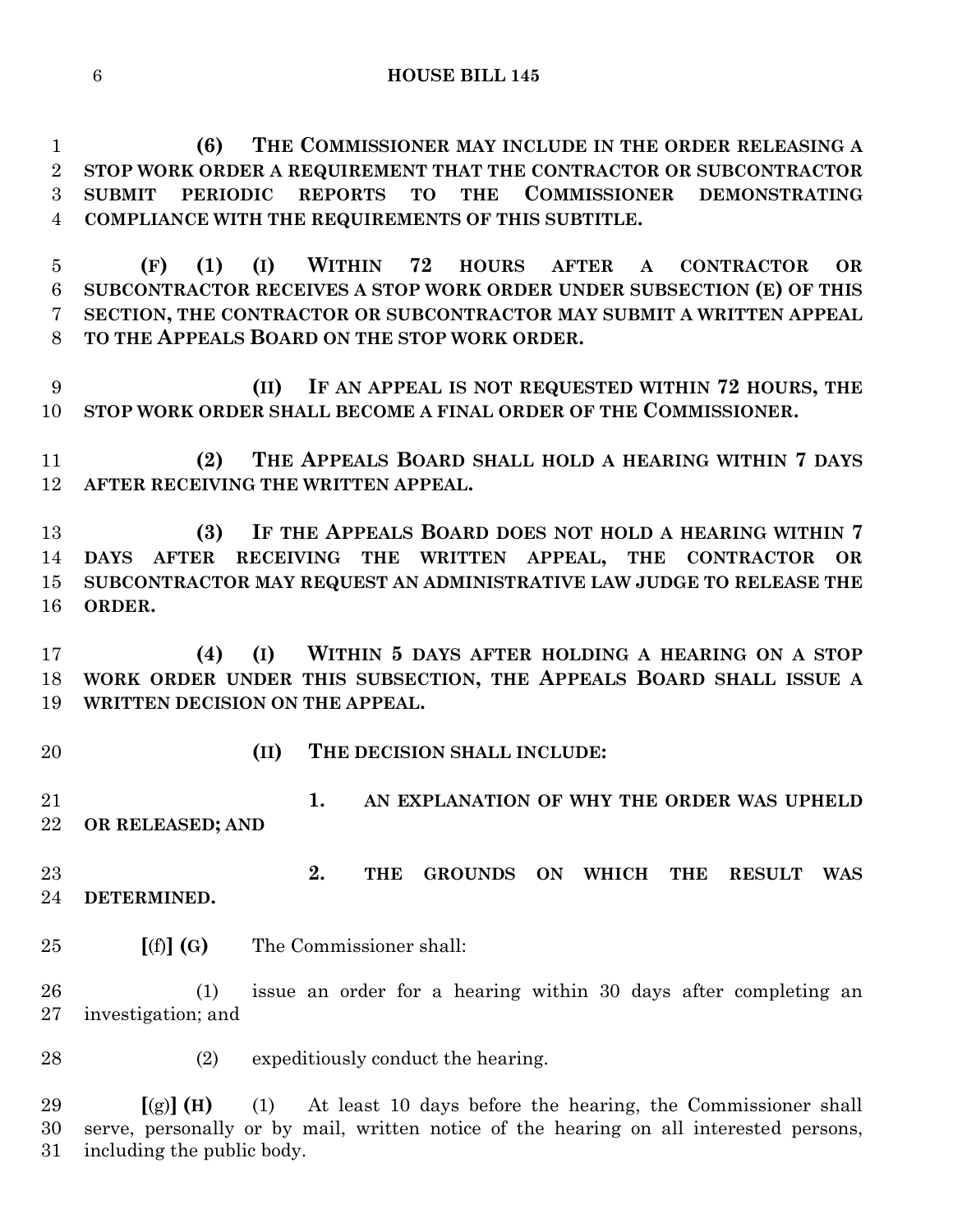**(6) THE COMMISSIONER MAY INCLUDE IN THE ORDER RELEASING A STOP WORK ORDER A REQUIREMENT THAT THE CONTRACTOR OR SUBCONTRACTOR SUBMIT PERIODIC REPORTS TO THE COMMISSIONER DEMONSTRATING COMPLIANCE WITH THE REQUIREMENTS OF THIS SUBTITLE.**

**(F) (1) (I) WITHIN 72 HOURS AFTER A CONTRACTOR OR SUBCONTRACTOR RECEIVES A STOP WORK ORDER UNDER SUBSECTION (E) OF THIS SECTION, THE CONTRACTOR OR SUBCONTRACTOR MAY SUBMIT A WRITTEN APPEAL TO THE APPEALS BOARD ON THE STOP WORK ORDER.**

**(II) IF AN APPEAL IS NOT REQUESTED WITHIN 72 HOURS, THE STOP WORK ORDER SHALL BECOME A FINAL ORDER OF THE COMMISSIONER.**

**(2) THE APPEALS BOARD SHALL HOLD A HEARING WITHIN 7 DAYS AFTER RECEIVING THE WRITTEN APPEAL.**

**(3) IF THE APPEALS BOARD DOES NOT HOLD A HEARING WITHIN 7 DAYS AFTER RECEIVING THE WRITTEN APPEAL, THE CONTRACTOR OR SUBCONTRACTOR MAY REQUEST AN ADMINISTRATIVE LAW JUDGE TO RELEASE THE ORDER.**

**(4) (I) WITHIN 5 DAYS AFTER HOLDING A HEARING ON A STOP WORK ORDER UNDER THIS SUBSECTION, THE APPEALS BOARD SHALL ISSUE A WRITTEN DECISION ON THE APPEAL.**

**(II) THE DECISION SHALL INCLUDE:**

**1. AN EXPLANATION OF WHY THE ORDER WAS UPHELD OR RELEASED; AND**

**2. THE GROUNDS ON WHICH THE RESULT WAS DETERMINED.**

**[**(f)**] (G)** The Commissioner shall:

(1) issue an order for a hearing within 30 days after completing an investigation; and

(2) expeditiously conduct the hearing.

**[**(g)**] (H)** (1) At least 10 days before the hearing, the Commissioner shall serve, personally or by mail, written notice of the hearing on all interested persons, including the public body.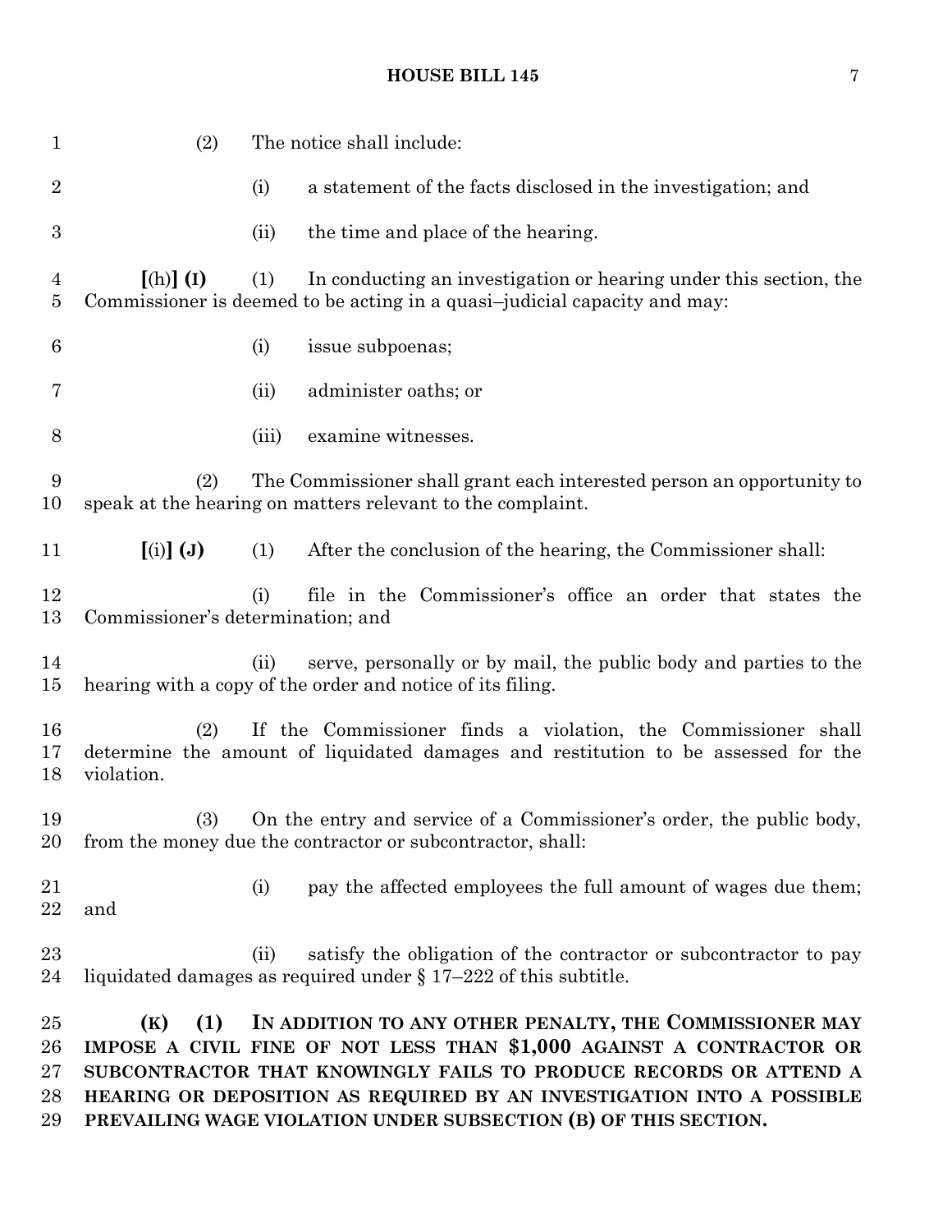(2) The notice shall include:

(i) a statement of the facts disclosed in the investigation; and

(ii) the time and place of the hearing.

**[**(h)**] (I)** (1) In conducting an investigation or hearing under this section, the Commissioner is deemed to be acting in a quasi–judicial capacity and may:

(i) issue subpoenas;

(ii) administer oaths; or

(iii) examine witnesses.

(2) The Commissioner shall grant each interested person an opportunity to speak at the hearing on matters relevant to the complaint.

**[**(i)**] (J)** (1) After the conclusion of the hearing, the Commissioner shall:

(i) file in the Commissioner's office an order that states the Commissioner's determination; and

(ii) serve, personally or by mail, the public body and parties to the hearing with a copy of the order and notice of its filing.

(2) If the Commissioner finds a violation, the Commissioner shall determine the amount of liquidated damages and restitution to be assessed for the violation.

(3) On the entry and service of a Commissioner's order, the public body, from the money due the contractor or subcontractor, shall:

(i) pay the affected employees the full amount of wages due them; and

(ii) satisfy the obligation of the contractor or subcontractor to pay liquidated damages as required under § 17–222 of this subtitle.

**(K) (1) IN ADDITION TO ANY OTHER PENALTY, THE COMMISSIONER MAY IMPOSE A CIVIL FINE OF NOT LESS THAN $1,000 AGAINST A CONTRACTOR OR SUBCONTRACTOR THAT KNOWINGLY FAILS TO PRODUCE RECORDS OR ATTEND A HEARING OR DEPOSITION AS REQUIRED BY AN INVESTIGATION INTO A POSSIBLE PREVAILING WAGE VIOLATION UNDER SUBSECTION (B) OF THIS SECTION.**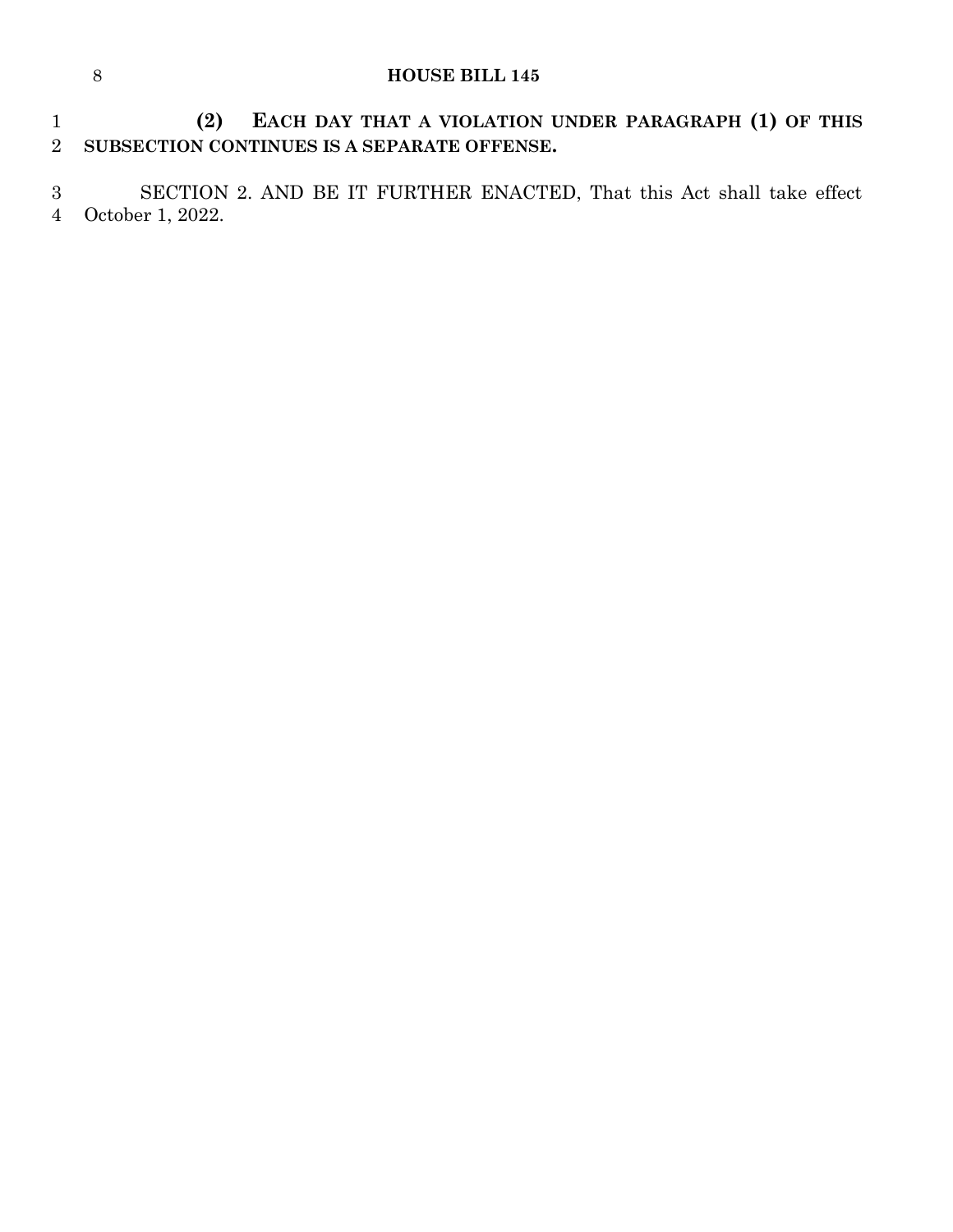**(2) EACH DAY THAT A VIOLATION UNDER PARAGRAPH (1) OF THIS SUBSECTION CONTINUES IS A SEPARATE OFFENSE.**

SECTION 2. AND BE IT FURTHER ENACTED, That this Act shall take effect October 1, 2022.